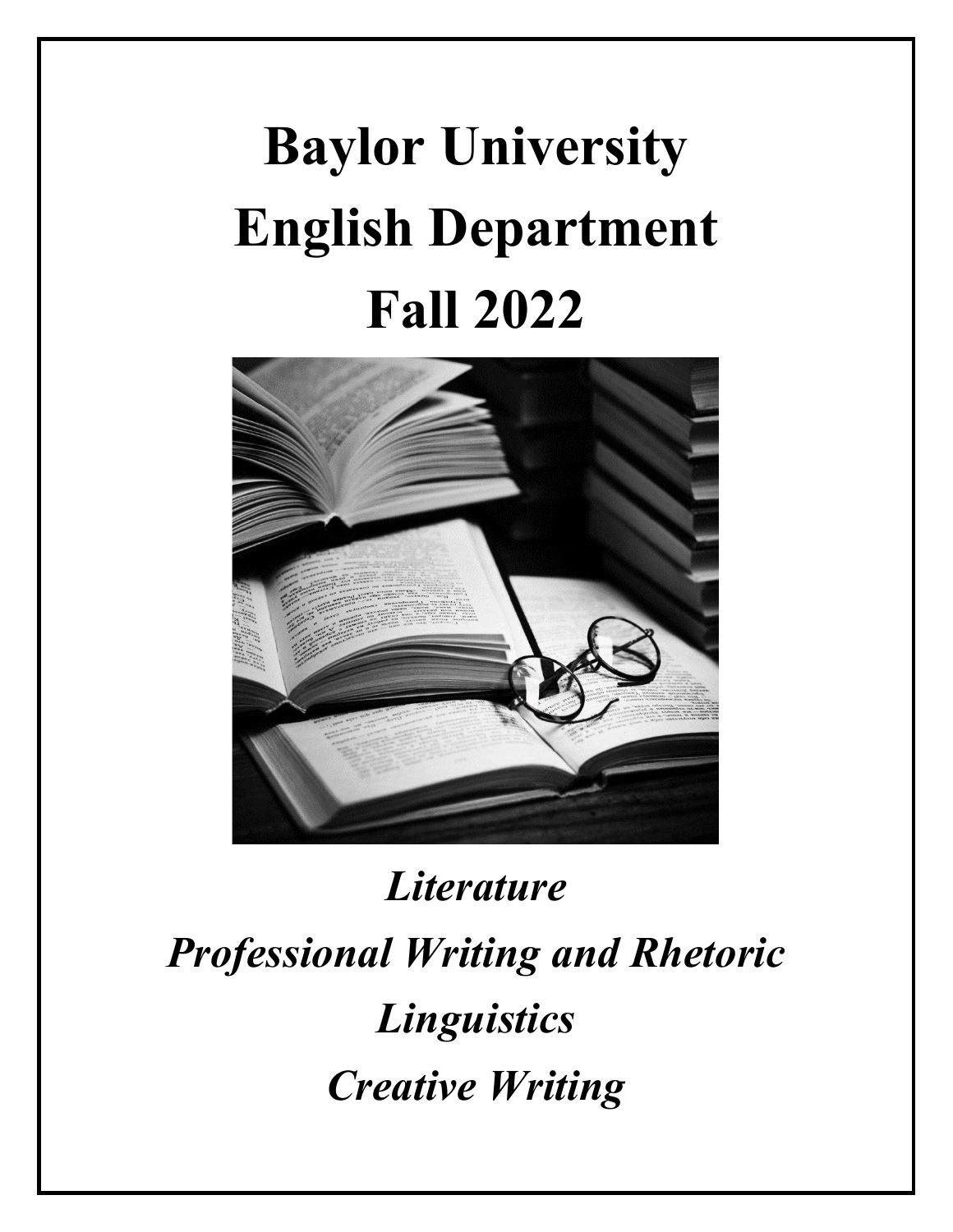# Baylor University
# English Department
# Fall 2022

*Literature*

*Professional Writing and Rhetoric*

*Linguistics*

*Creative Writing*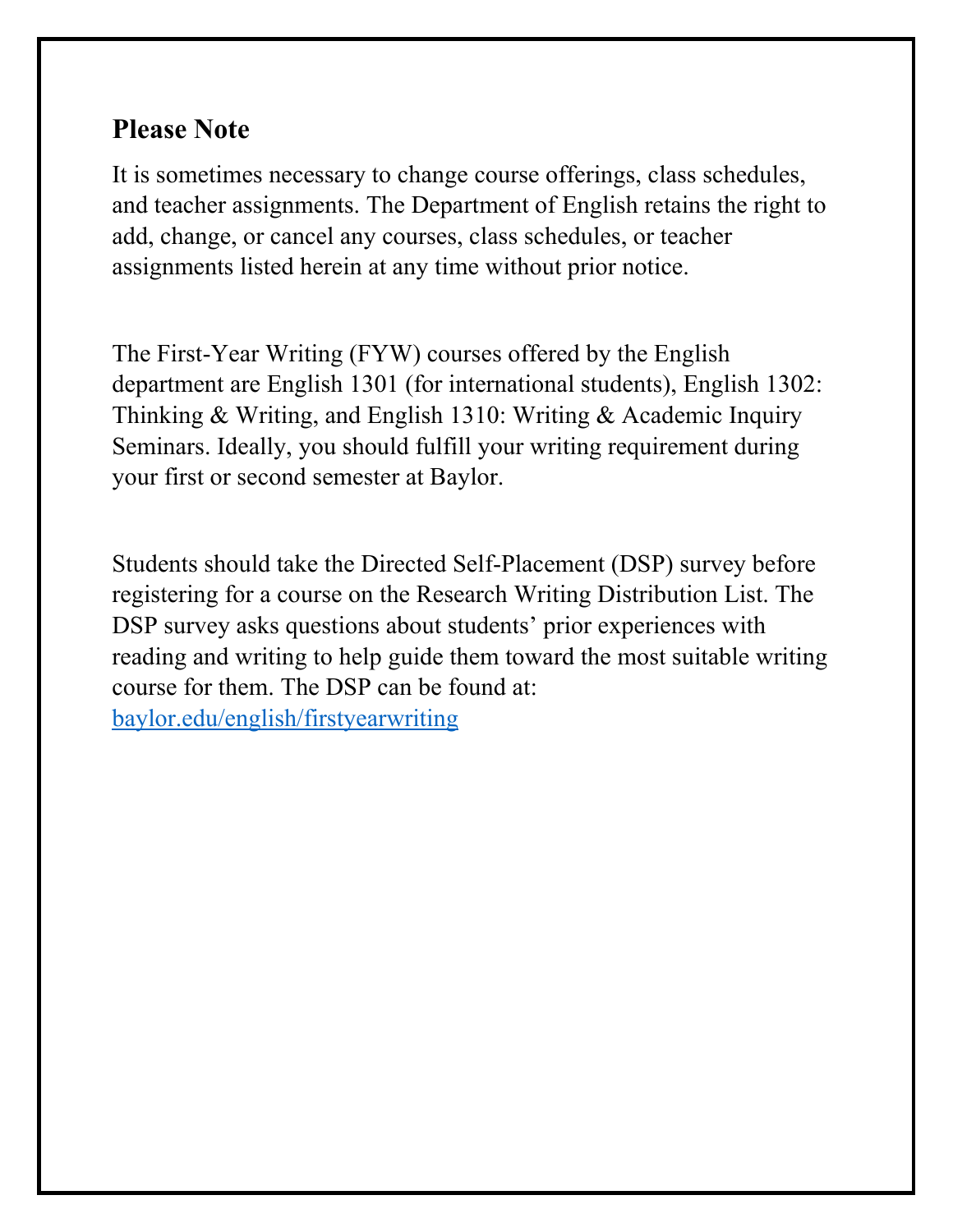## Please Note

It is sometimes necessary to change course offerings, class schedules, and teacher assignments. The Department of English retains the right to add, change, or cancel any courses, class schedules, or teacher assignments listed herein at any time without prior notice.

The First-Year Writing (FYW) courses offered by the English department are English 1301 (for international students), English 1302: Thinking & Writing, and English 1310: Writing & Academic Inquiry Seminars. Ideally, you should fulfill your writing requirement during your first or second semester at Baylor.

Students should take the Directed Self-Placement (DSP) survey before registering for a course on the Research Writing Distribution List. The DSP survey asks questions about students' prior experiences with reading and writing to help guide them toward the most suitable writing course for them. The DSP can be found at: [baylor.edu/english/firstyearwriting](baylor.edu/english/firstyearwriting)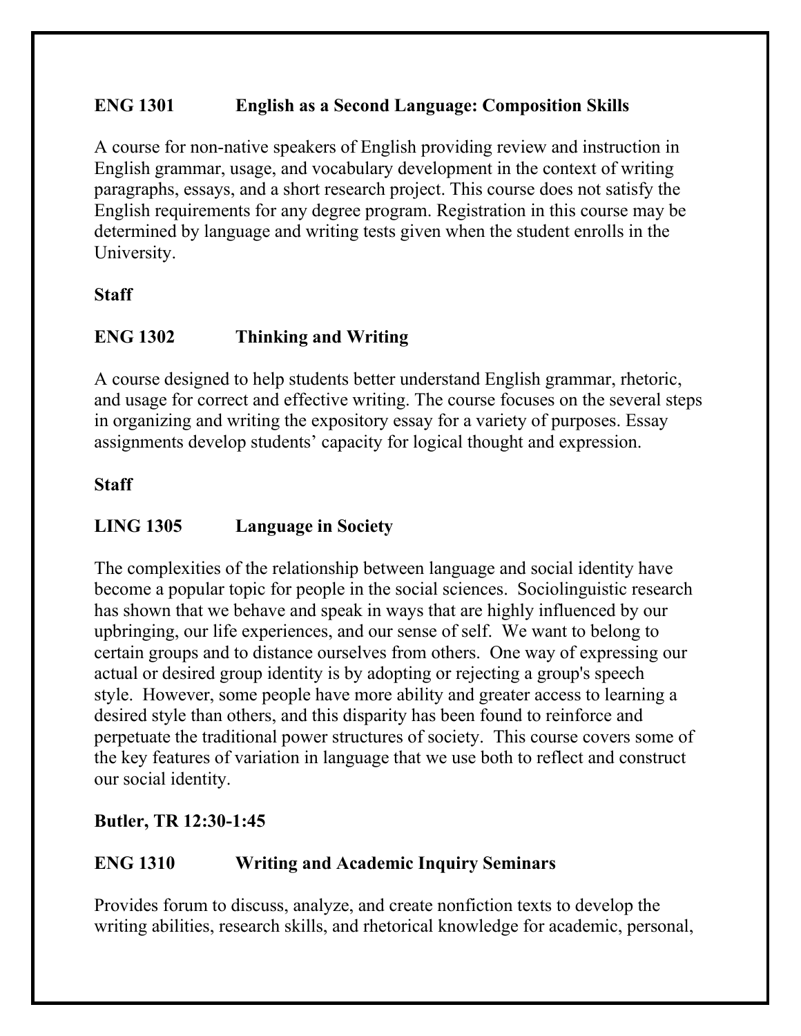**ENG 1301 English as a Second Language: Composition Skills**

A course for non-native speakers of English providing review and instruction in English grammar, usage, and vocabulary development in the context of writing paragraphs, essays, and a short research project. This course does not satisfy the English requirements for any degree program. Registration in this course may be determined by language and writing tests given when the student enrolls in the University.

**Staff**

**ENG 1302 Thinking and Writing**

A course designed to help students better understand English grammar, rhetoric, and usage for correct and effective writing. The course focuses on the several steps in organizing and writing the expository essay for a variety of purposes. Essay assignments develop students' capacity for logical thought and expression.

**Staff**

**LING 1305 Language in Society**

The complexities of the relationship between language and social identity have become a popular topic for people in the social sciences. Sociolinguistic research has shown that we behave and speak in ways that are highly influenced by our upbringing, our life experiences, and our sense of self. We want to belong to certain groups and to distance ourselves from others. One way of expressing our actual or desired group identity is by adopting or rejecting a group's speech style. However, some people have more ability and greater access to learning a desired style than others, and this disparity has been found to reinforce and perpetuate the traditional power structures of society. This course covers some of the key features of variation in language that we use both to reflect and construct our social identity.

**Butler, TR 12:30-1:45**

**ENG 1310 Writing and Academic Inquiry Seminars**

Provides forum to discuss, analyze, and create nonfiction texts to develop the writing abilities, research skills, and rhetorical knowledge for academic, personal,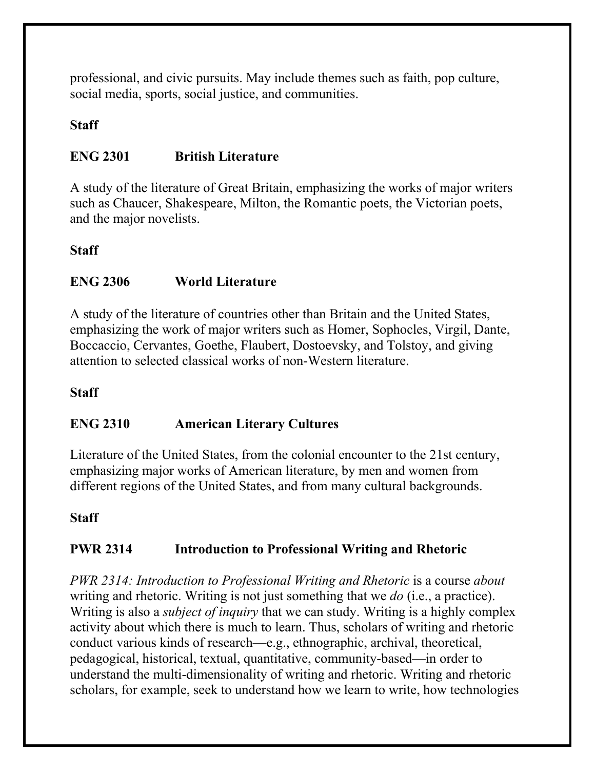professional, and civic pursuits. May include themes such as faith, pop culture, social media, sports, social justice, and communities.

**Staff**

**ENG 2301 British Literature**

A study of the literature of Great Britain, emphasizing the works of major writers such as Chaucer, Shakespeare, Milton, the Romantic poets, the Victorian poets, and the major novelists.

**Staff**

**ENG 2306 World Literature**

A study of the literature of countries other than Britain and the United States, emphasizing the work of major writers such as Homer, Sophocles, Virgil, Dante, Boccaccio, Cervantes, Goethe, Flaubert, Dostoevsky, and Tolstoy, and giving attention to selected classical works of non-Western literature.

**Staff**

**ENG 2310 American Literary Cultures**

Literature of the United States, from the colonial encounter to the 21st century, emphasizing major works of American literature, by men and women from different regions of the United States, and from many cultural backgrounds.

**Staff**

**PWR 2314 Introduction to Professional Writing and Rhetoric**

*PWR 2314: Introduction to Professional Writing and Rhetoric* is a course *about* writing and rhetoric. Writing is not just something that we *do* (i.e., a practice). Writing is also a *subject of inquiry* that we can study. Writing is a highly complex activity about which there is much to learn. Thus, scholars of writing and rhetoric conduct various kinds of research—e.g., ethnographic, archival, theoretical, pedagogical, historical, textual, quantitative, community-based—in order to understand the multi-dimensionality of writing and rhetoric. Writing and rhetoric scholars, for example, seek to understand how we learn to write, how technologies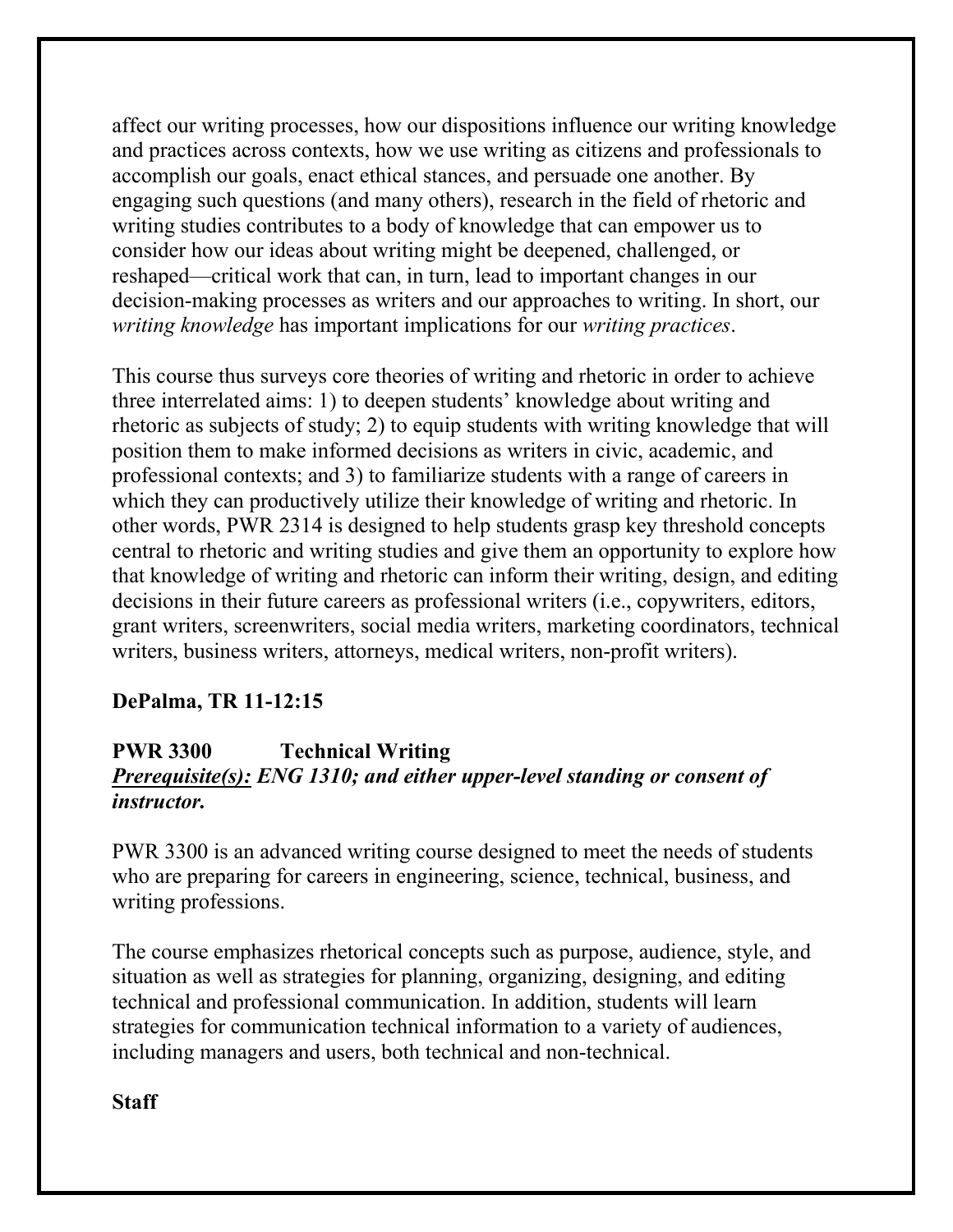affect our writing processes, how our dispositions influence our writing knowledge and practices across contexts, how we use writing as citizens and professionals to accomplish our goals, enact ethical stances, and persuade one another. By engaging such questions (and many others), research in the field of rhetoric and writing studies contributes to a body of knowledge that can empower us to consider how our ideas about writing might be deepened, challenged, or reshaped—critical work that can, in turn, lead to important changes in our decision-making processes as writers and our approaches to writing. In short, our *writing knowledge* has important implications for our *writing practices*.

This course thus surveys core theories of writing and rhetoric in order to achieve three interrelated aims: 1) to deepen students' knowledge about writing and rhetoric as subjects of study; 2) to equip students with writing knowledge that will position them to make informed decisions as writers in civic, academic, and professional contexts; and 3) to familiarize students with a range of careers in which they can productively utilize their knowledge of writing and rhetoric. In other words, PWR 2314 is designed to help students grasp key threshold concepts central to rhetoric and writing studies and give them an opportunity to explore how that knowledge of writing and rhetoric can inform their writing, design, and editing decisions in their future careers as professional writers (i.e., copywriters, editors, grant writers, screenwriters, social media writers, marketing coordinators, technical writers, business writers, attorneys, medical writers, non-profit writers).

**DePalma, TR 11-12:15**

**PWR 3300 Technical Writing**

***Prerequisite(s):* *ENG 1310; and either upper-level standing or consent of instructor.***

PWR 3300 is an advanced writing course designed to meet the needs of students who are preparing for careers in engineering, science, technical, business, and writing professions.

The course emphasizes rhetorical concepts such as purpose, audience, style, and situation as well as strategies for planning, organizing, designing, and editing technical and professional communication. In addition, students will learn strategies for communication technical information to a variety of audiences, including managers and users, both technical and non-technical.

**Staff**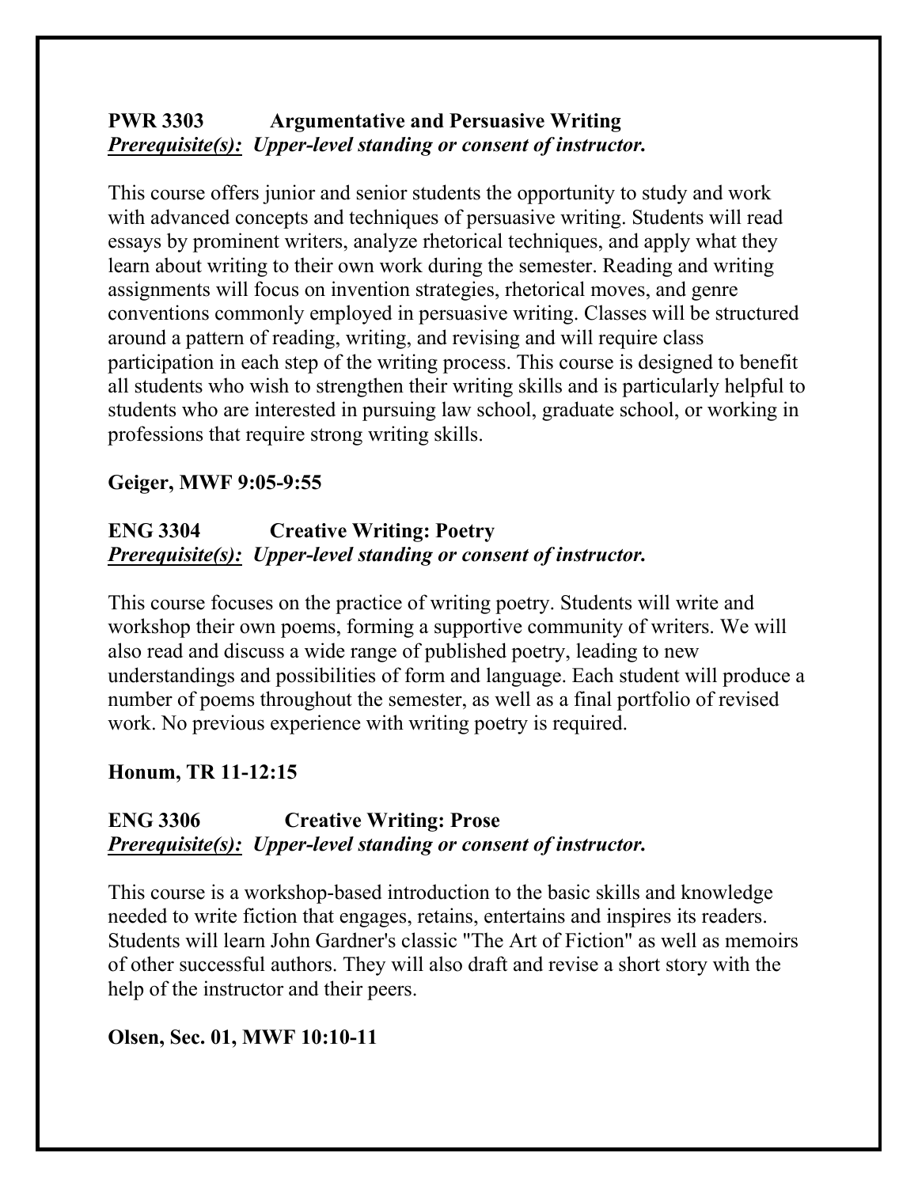**PWR 3303 Argumentative and Persuasive Writing**
***<u>Prerequisite(s):</u> Upper-level standing or consent of instructor.***

This course offers junior and senior students the opportunity to study and work with advanced concepts and techniques of persuasive writing. Students will read essays by prominent writers, analyze rhetorical techniques, and apply what they learn about writing to their own work during the semester. Reading and writing assignments will focus on invention strategies, rhetorical moves, and genre conventions commonly employed in persuasive writing. Classes will be structured around a pattern of reading, writing, and revising and will require class participation in each step of the writing process. This course is designed to benefit all students who wish to strengthen their writing skills and is particularly helpful to students who are interested in pursuing law school, graduate school, or working in professions that require strong writing skills.

**Geiger, MWF 9:05-9:55**

**ENG 3304 Creative Writing: Poetry**
***<u>Prerequisite(s):</u> Upper-level standing or consent of instructor.***

This course focuses on the practice of writing poetry. Students will write and workshop their own poems, forming a supportive community of writers. We will also read and discuss a wide range of published poetry, leading to new understandings and possibilities of form and language. Each student will produce a number of poems throughout the semester, as well as a final portfolio of revised work. No previous experience with writing poetry is required.

**Honum, TR 11-12:15**

**ENG 3306 Creative Writing: Prose**
***<u>Prerequisite(s):</u> Upper-level standing or consent of instructor.***

This course is a workshop-based introduction to the basic skills and knowledge needed to write fiction that engages, retains, entertains and inspires its readers. Students will learn John Gardner's classic "The Art of Fiction" as well as memoirs of other successful authors. They will also draft and revise a short story with the help of the instructor and their peers.

**Olsen, Sec. 01, MWF 10:10-11**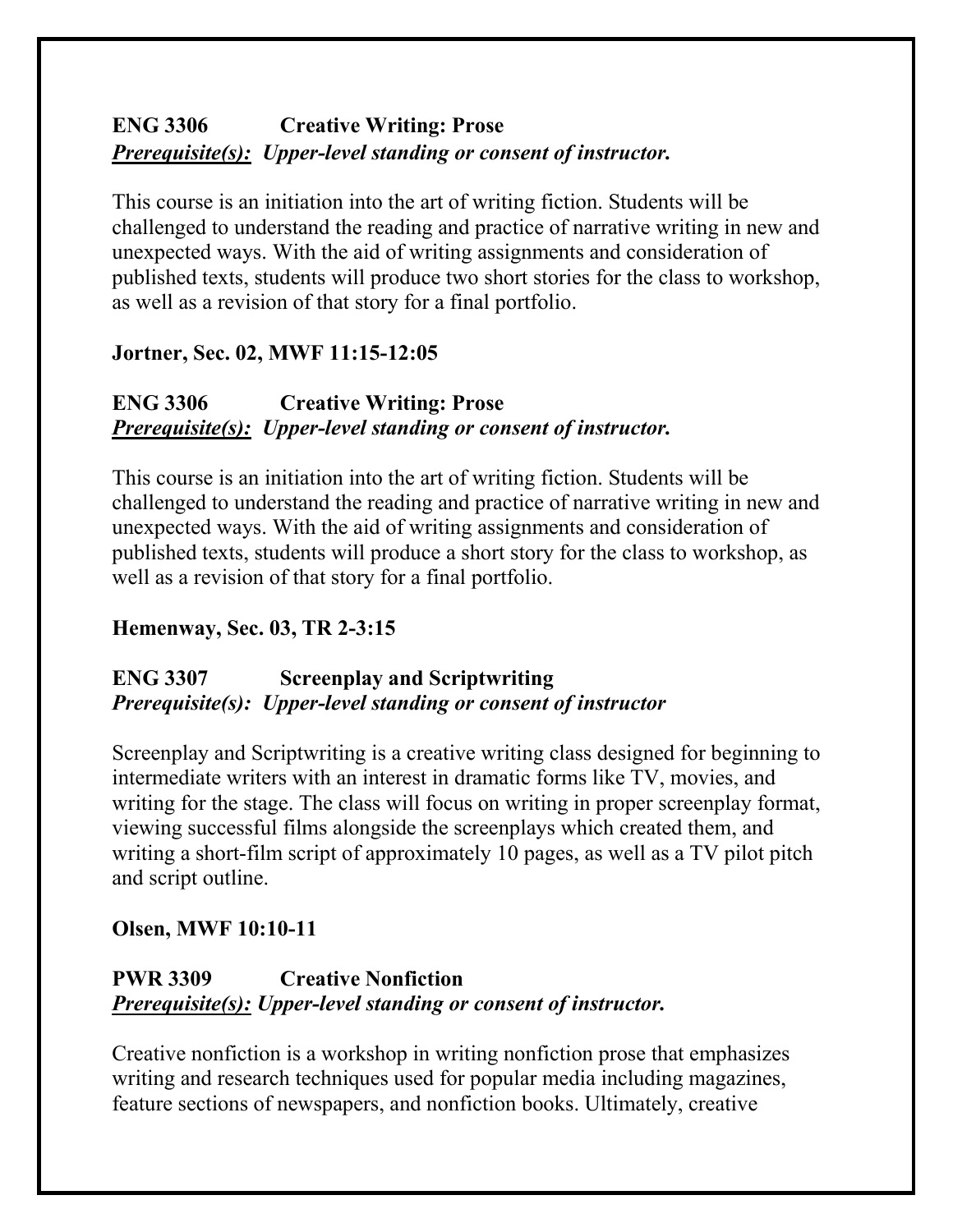**ENG 3306 Creative Writing: Prose**
***<u>Prerequisite(s):</u> Upper-level standing or consent of instructor.***

This course is an initiation into the art of writing fiction. Students will be challenged to understand the reading and practice of narrative writing in new and unexpected ways. With the aid of writing assignments and consideration of published texts, students will produce two short stories for the class to workshop, as well as a revision of that story for a final portfolio.

**Jortner, Sec. 02, MWF 11:15-12:05**

**ENG 3306 Creative Writing: Prose**
***<u>Prerequisite(s):</u> Upper-level standing or consent of instructor.***

This course is an initiation into the art of writing fiction. Students will be challenged to understand the reading and practice of narrative writing in new and unexpected ways. With the aid of writing assignments and consideration of published texts, students will produce a short story for the class to workshop, as well as a revision of that story for a final portfolio.

**Hemenway, Sec. 03, TR 2-3:15**

**ENG 3307 Screenplay and Scriptwriting**
***Prerequisite(s): Upper-level standing or consent of instructor***

Screenplay and Scriptwriting is a creative writing class designed for beginning to intermediate writers with an interest in dramatic forms like TV, movies, and writing for the stage. The class will focus on writing in proper screenplay format, viewing successful films alongside the screenplays which created them, and writing a short-film script of approximately 10 pages, as well as a TV pilot pitch and script outline.

**Olsen, MWF 10:10-11**

**PWR 3309 Creative Nonfiction**
***<u>Prerequisite(s):</u> Upper-level standing or consent of instructor.***

Creative nonfiction is a workshop in writing nonfiction prose that emphasizes writing and research techniques used for popular media including magazines, feature sections of newspapers, and nonfiction books. Ultimately, creative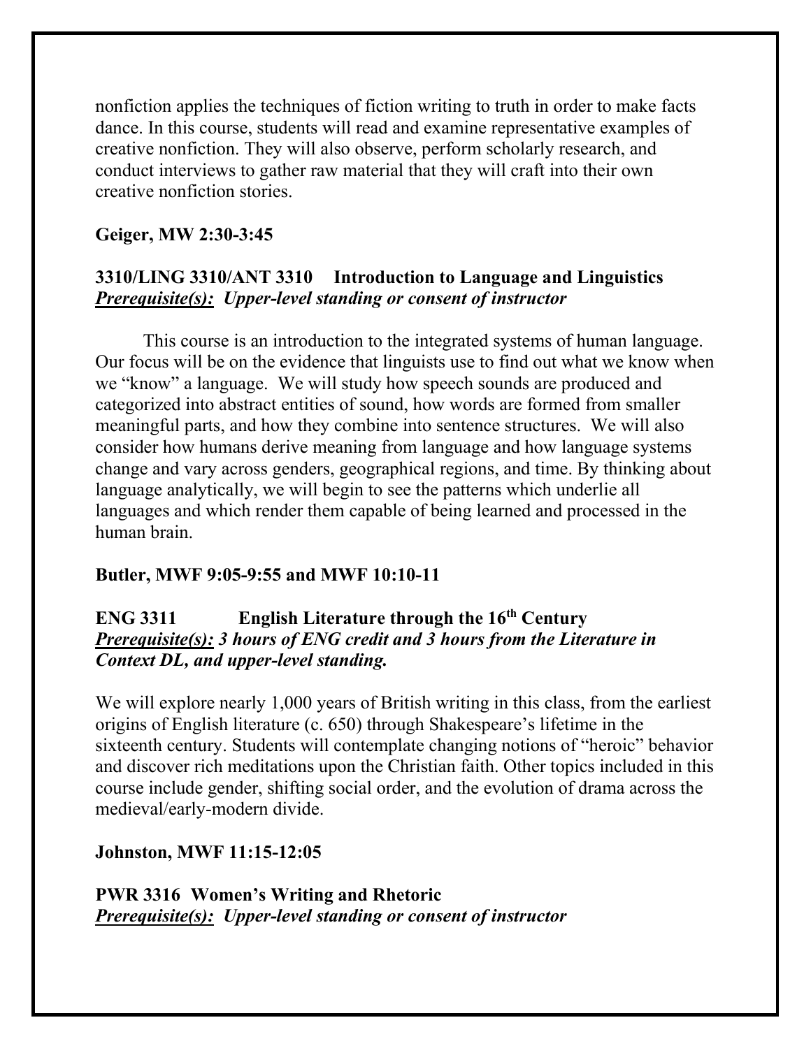nonfiction applies the techniques of fiction writing to truth in order to make facts dance. In this course, students will read and examine representative examples of creative nonfiction. They will also observe, perform scholarly research, and conduct interviews to gather raw material that they will craft into their own creative nonfiction stories.

**Geiger, MW 2:30-3:45**

**3310/LING 3310/ANT 3310 Introduction to Language and Linguistics**
***<u>Prerequisite(s):</u> Upper-level standing or consent of instructor***

This course is an introduction to the integrated systems of human language. Our focus will be on the evidence that linguists use to find out what we know when we "know" a language. We will study how speech sounds are produced and categorized into abstract entities of sound, how words are formed from smaller meaningful parts, and how they combine into sentence structures. We will also consider how humans derive meaning from language and how language systems change and vary across genders, geographical regions, and time. By thinking about language analytically, we will begin to see the patterns which underlie all languages and which render them capable of being learned and processed in the human brain.

**Butler, MWF 9:05-9:55 and MWF 10:10-11**

**ENG 3311 English Literature through the 16th Century**
***<u>Prerequisite(s):</u> 3 hours of ENG credit and 3 hours from the Literature in Context DL, and upper-level standing.***

We will explore nearly 1,000 years of British writing in this class, from the earliest origins of English literature (c. 650) through Shakespeare's lifetime in the sixteenth century. Students will contemplate changing notions of "heroic" behavior and discover rich meditations upon the Christian faith. Other topics included in this course include gender, shifting social order, and the evolution of drama across the medieval/early-modern divide.

**Johnston, MWF 11:15-12:05**

**PWR 3316 Women's Writing and Rhetoric**
***<u>Prerequisite(s):</u> Upper-level standing or consent of instructor***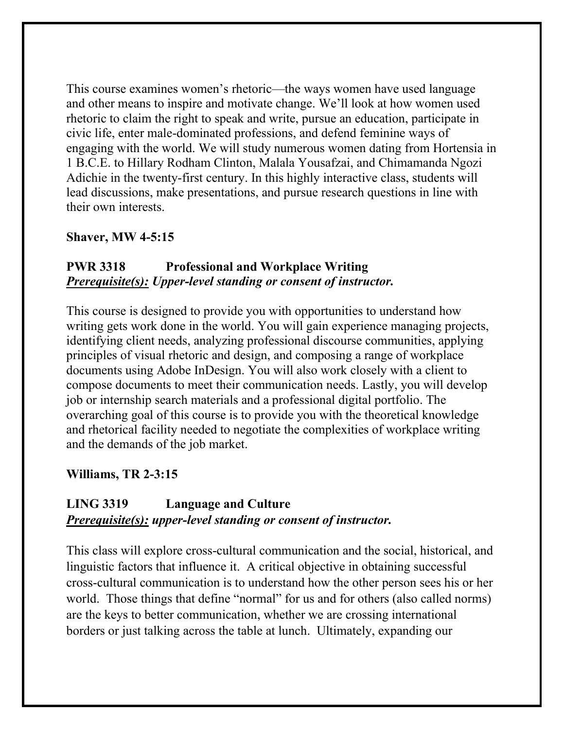This course examines women's rhetoric—the ways women have used language and other means to inspire and motivate change. We'll look at how women used rhetoric to claim the right to speak and write, pursue an education, participate in civic life, enter male-dominated professions, and defend feminine ways of engaging with the world. We will study numerous women dating from Hortensia in 1 B.C.E. to Hillary Rodham Clinton, Malala Yousafzai, and Chimamanda Ngozi Adichie in the twenty-first century. In this highly interactive class, students will lead discussions, make presentations, and pursue research questions in line with their own interests.

**Shaver, MW 4-5:15**

**PWR 3318 Professional and Workplace Writing**
***Prerequisite(s):* *Upper-level standing or consent of instructor.***

This course is designed to provide you with opportunities to understand how writing gets work done in the world. You will gain experience managing projects, identifying client needs, analyzing professional discourse communities, applying principles of visual rhetoric and design, and composing a range of workplace documents using Adobe InDesign. You will also work closely with a client to compose documents to meet their communication needs. Lastly, you will develop job or internship search materials and a professional digital portfolio. The overarching goal of this course is to provide you with the theoretical knowledge and rhetorical facility needed to negotiate the complexities of workplace writing and the demands of the job market.

**Williams, TR 2-3:15**

**LING 3319 Language and Culture**
***Prerequisite(s):* *upper-level standing or consent of instructor.***

This class will explore cross-cultural communication and the social, historical, and linguistic factors that influence it. A critical objective in obtaining successful cross-cultural communication is to understand how the other person sees his or her world. Those things that define "normal" for us and for others (also called norms) are the keys to better communication, whether we are crossing international borders or just talking across the table at lunch. Ultimately, expanding our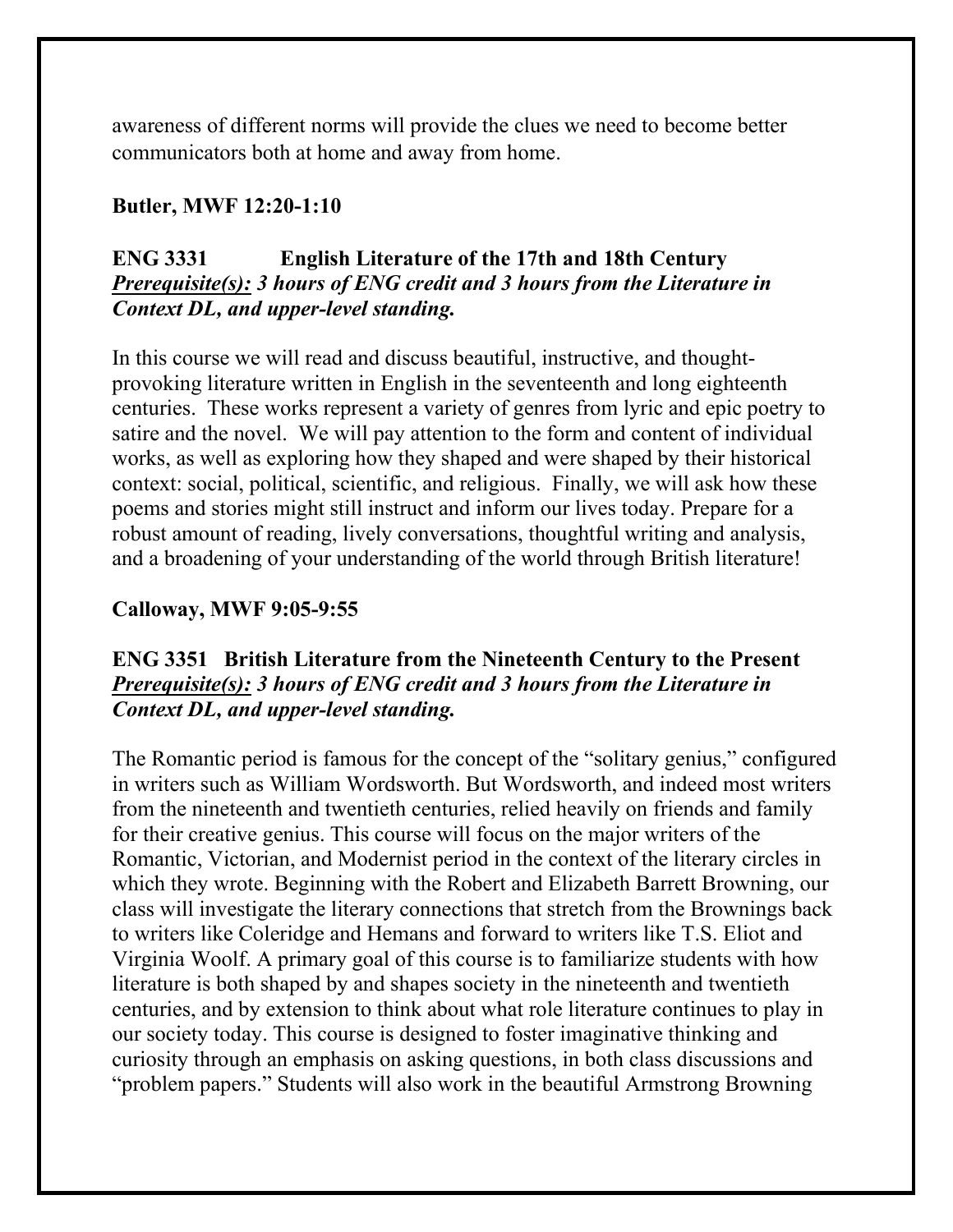awareness of different norms will provide the clues we need to become better communicators both at home and away from home.

**Butler, MWF 12:20-1:10**

**ENG 3331 English Literature of the 17th and 18th Century**
***<u>Prerequisite(s):</u> 3 hours of ENG credit and 3 hours from the Literature in Context DL, and upper-level standing.***

In this course we will read and discuss beautiful, instructive, and thought-provoking literature written in English in the seventeenth and long eighteenth centuries. These works represent a variety of genres from lyric and epic poetry to satire and the novel. We will pay attention to the form and content of individual works, as well as exploring how they shaped and were shaped by their historical context: social, political, scientific, and religious. Finally, we will ask how these poems and stories might still instruct and inform our lives today. Prepare for a robust amount of reading, lively conversations, thoughtful writing and analysis, and a broadening of your understanding of the world through British literature!

**Calloway, MWF 9:05-9:55**

**ENG 3351 British Literature from the Nineteenth Century to the Present**
***<u>Prerequisite(s):</u> 3 hours of ENG credit and 3 hours from the Literature in Context DL, and upper-level standing.***

The Romantic period is famous for the concept of the "solitary genius," configured in writers such as William Wordsworth. But Wordsworth, and indeed most writers from the nineteenth and twentieth centuries, relied heavily on friends and family for their creative genius. This course will focus on the major writers of the Romantic, Victorian, and Modernist period in the context of the literary circles in which they wrote. Beginning with the Robert and Elizabeth Barrett Browning, our class will investigate the literary connections that stretch from the Brownings back to writers like Coleridge and Hemans and forward to writers like T.S. Eliot and Virginia Woolf. A primary goal of this course is to familiarize students with how literature is both shaped by and shapes society in the nineteenth and twentieth centuries, and by extension to think about what role literature continues to play in our society today. This course is designed to foster imaginative thinking and curiosity through an emphasis on asking questions, in both class discussions and "problem papers." Students will also work in the beautiful Armstrong Browning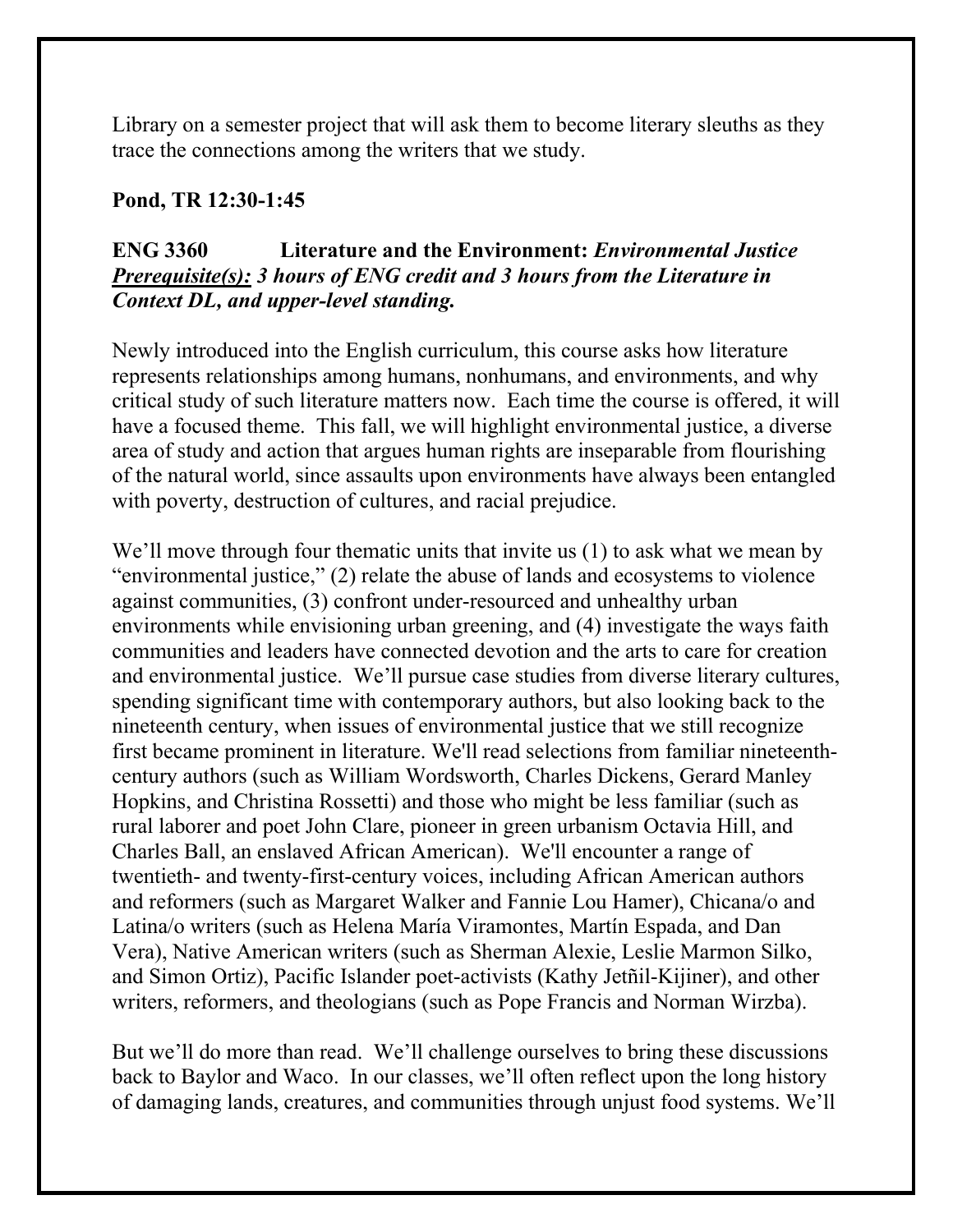Library on a semester project that will ask them to become literary sleuths as they trace the connections among the writers that we study.

**Pond, TR 12:30-1:45**

**ENG 3360 Literature and the Environment:** ***Environmental Justice***
***<u>Prerequisite(s):</u> 3 hours of ENG credit and 3 hours from the Literature in Context DL, and upper-level standing.***

Newly introduced into the English curriculum, this course asks how literature represents relationships among humans, nonhumans, and environments, and why critical study of such literature matters now. Each time the course is offered, it will have a focused theme. This fall, we will highlight environmental justice, a diverse area of study and action that argues human rights are inseparable from flourishing of the natural world, since assaults upon environments have always been entangled with poverty, destruction of cultures, and racial prejudice.

We'll move through four thematic units that invite us (1) to ask what we mean by "environmental justice," (2) relate the abuse of lands and ecosystems to violence against communities, (3) confront under-resourced and unhealthy urban environments while envisioning urban greening, and (4) investigate the ways faith communities and leaders have connected devotion and the arts to care for creation and environmental justice. We'll pursue case studies from diverse literary cultures, spending significant time with contemporary authors, but also looking back to the nineteenth century, when issues of environmental justice that we still recognize first became prominent in literature. We'll read selections from familiar nineteenth-century authors (such as William Wordsworth, Charles Dickens, Gerard Manley Hopkins, and Christina Rossetti) and those who might be less familiar (such as rural laborer and poet John Clare, pioneer in green urbanism Octavia Hill, and Charles Ball, an enslaved African American). We'll encounter a range of twentieth- and twenty-first-century voices, including African American authors and reformers (such as Margaret Walker and Fannie Lou Hamer), Chicana/o and Latina/o writers (such as Helena María Viramontes, Martín Espada, and Dan Vera), Native American writers (such as Sherman Alexie, Leslie Marmon Silko, and Simon Ortiz), Pacific Islander poet-activists (Kathy Jetñil-Kijiner), and other writers, reformers, and theologians (such as Pope Francis and Norman Wirzba).

But we'll do more than read. We'll challenge ourselves to bring these discussions back to Baylor and Waco. In our classes, we'll often reflect upon the long history of damaging lands, creatures, and communities through unjust food systems. We'll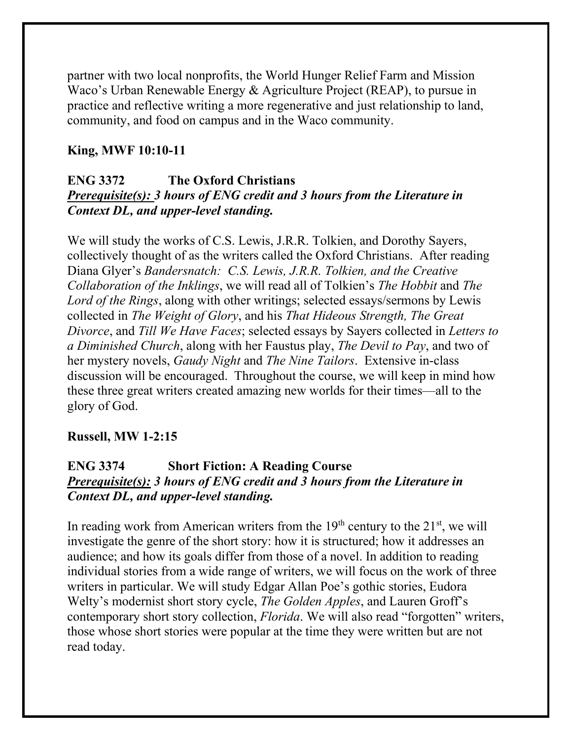partner with two local nonprofits, the World Hunger Relief Farm and Mission Waco's Urban Renewable Energy & Agriculture Project (REAP), to pursue in practice and reflective writing a more regenerative and just relationship to land, community, and food on campus and in the Waco community.

**King, MWF 10:10-11**

**ENG 3372 The Oxford Christians**
***Prerequisite(s):* *3 hours of ENG credit and 3 hours from the Literature in Context DL, and upper-level standing.***

We will study the works of C.S. Lewis, J.R.R. Tolkien, and Dorothy Sayers, collectively thought of as the writers called the Oxford Christians. After reading Diana Glyer's *Bandersnatch: C.S. Lewis, J.R.R. Tolkien, and the Creative Collaboration of the Inklings*, we will read all of Tolkien's *The Hobbit* and *The Lord of the Rings*, along with other writings; selected essays/sermons by Lewis collected in *The Weight of Glory*, and his *That Hideous Strength, The Great Divorce*, and *Till We Have Faces*; selected essays by Sayers collected in *Letters to a Diminished Church*, along with her Faustus play, *The Devil to Pay*, and two of her mystery novels, *Gaudy Night* and *The Nine Tailors*. Extensive in-class discussion will be encouraged. Throughout the course, we will keep in mind how these three great writers created amazing new worlds for their times—all to the glory of God.

**Russell, MW 1-2:15**

**ENG 3374 Short Fiction: A Reading Course**
***Prerequisite(s):* *3 hours of ENG credit and 3 hours from the Literature in Context DL, and upper-level standing.***

In reading work from American writers from the 19th century to the 21st, we will investigate the genre of the short story: how it is structured; how it addresses an audience; and how its goals differ from those of a novel. In addition to reading individual stories from a wide range of writers, we will focus on the work of three writers in particular. We will study Edgar Allan Poe's gothic stories, Eudora Welty's modernist short story cycle, *The Golden Apples*, and Lauren Groff's contemporary short story collection, *Florida*. We will also read "forgotten" writers, those whose short stories were popular at the time they were written but are not read today.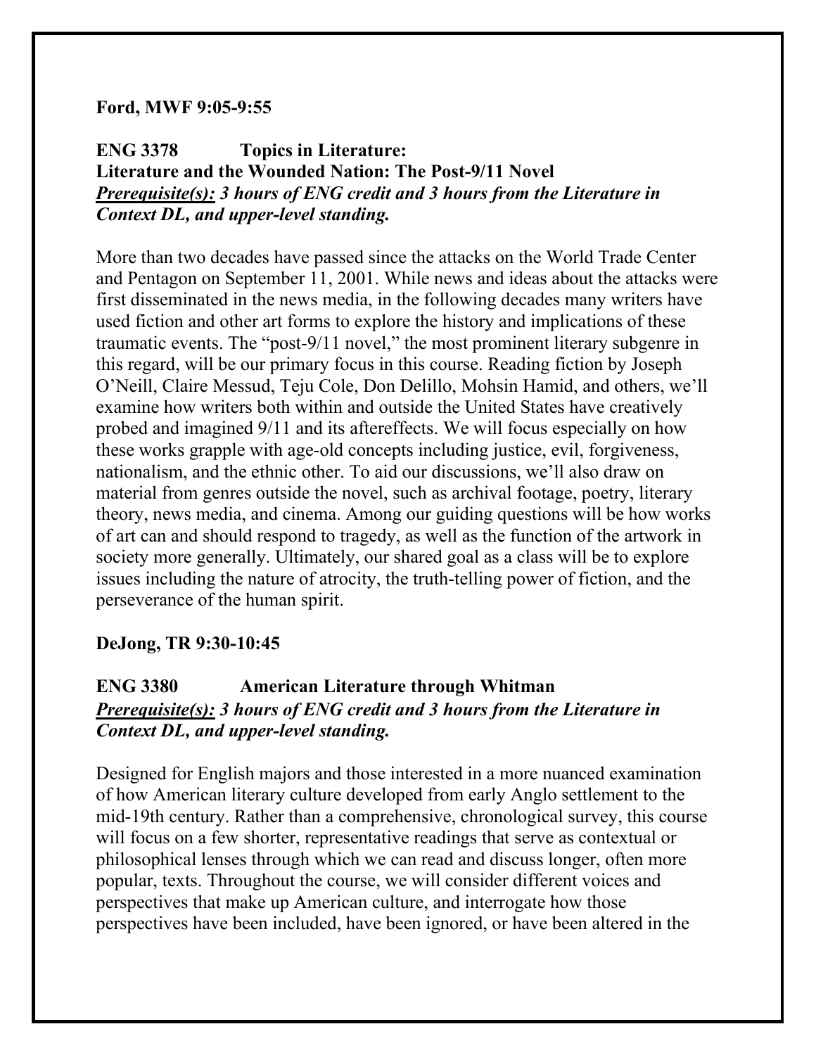**Ford, MWF 9:05-9:55**

**ENG 3378 Topics in Literature:**
**Literature and the Wounded Nation: The Post-9/11 Novel**
***Prerequisite(s):* *3 hours of ENG credit and 3 hours from the Literature in Context DL, and upper-level standing.***

More than two decades have passed since the attacks on the World Trade Center and Pentagon on September 11, 2001. While news and ideas about the attacks were first disseminated in the news media, in the following decades many writers have used fiction and other art forms to explore the history and implications of these traumatic events. The "post-9/11 novel," the most prominent literary subgenre in this regard, will be our primary focus in this course. Reading fiction by Joseph O'Neill, Claire Messud, Teju Cole, Don Delillo, Mohsin Hamid, and others, we'll examine how writers both within and outside the United States have creatively probed and imagined 9/11 and its aftereffects. We will focus especially on how these works grapple with age-old concepts including justice, evil, forgiveness, nationalism, and the ethnic other. To aid our discussions, we'll also draw on material from genres outside the novel, such as archival footage, poetry, literary theory, news media, and cinema. Among our guiding questions will be how works of art can and should respond to tragedy, as well as the function of the artwork in society more generally. Ultimately, our shared goal as a class will be to explore issues including the nature of atrocity, the truth-telling power of fiction, and the perseverance of the human spirit.

**DeJong, TR 9:30-10:45**

**ENG 3380 American Literature through Whitman**
***Prerequisite(s):* *3 hours of ENG credit and 3 hours from the Literature in Context DL, and upper-level standing.***

Designed for English majors and those interested in a more nuanced examination of how American literary culture developed from early Anglo settlement to the mid-19th century. Rather than a comprehensive, chronological survey, this course will focus on a few shorter, representative readings that serve as contextual or philosophical lenses through which we can read and discuss longer, often more popular, texts. Throughout the course, we will consider different voices and perspectives that make up American culture, and interrogate how those perspectives have been included, have been ignored, or have been altered in the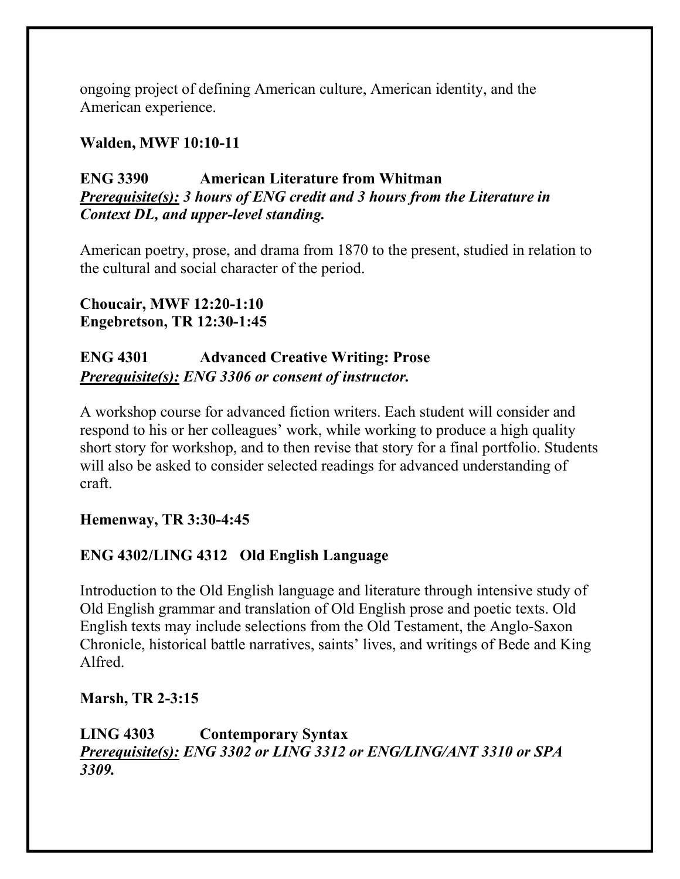ongoing project of defining American culture, American identity, and the American experience.

**Walden, MWF 10:10-11**

**ENG 3390 American Literature from Whitman**
***<u>Prerequisite(s):</u> 3 hours of ENG credit and 3 hours from the Literature in Context DL, and upper-level standing.***

American poetry, prose, and drama from 1870 to the present, studied in relation to the cultural and social character of the period.

**Choucair, MWF 12:20-1:10**
**Engebretson, TR 12:30-1:45**

**ENG 4301 Advanced Creative Writing: Prose**
***<u>Prerequisite(s):</u> ENG 3306 or consent of instructor.***

A workshop course for advanced fiction writers. Each student will consider and respond to his or her colleagues' work, while working to produce a high quality short story for workshop, and to then revise that story for a final portfolio. Students will also be asked to consider selected readings for advanced understanding of craft.

**Hemenway, TR 3:30-4:45**

**ENG 4302/LING 4312 Old English Language**

Introduction to the Old English language and literature through intensive study of Old English grammar and translation of Old English prose and poetic texts. Old English texts may include selections from the Old Testament, the Anglo-Saxon Chronicle, historical battle narratives, saints' lives, and writings of Bede and King Alfred.

**Marsh, TR 2-3:15**

**LING 4303 Contemporary Syntax**
***<u>Prerequisite(s):</u> ENG 3302 or LING 3312 or ENG/LING/ANT 3310 or SPA 3309.***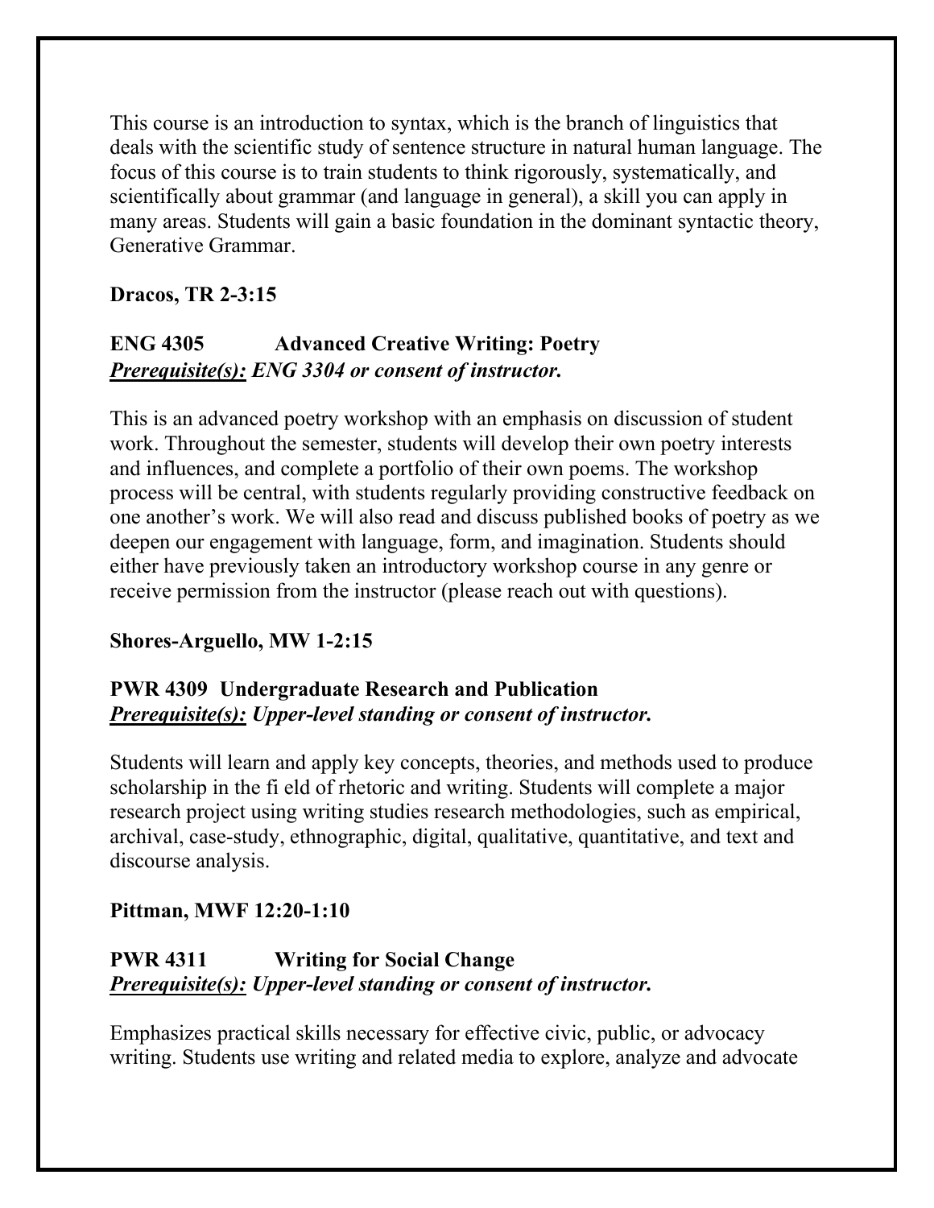This course is an introduction to syntax, which is the branch of linguistics that deals with the scientific study of sentence structure in natural human language. The focus of this course is to train students to think rigorously, systematically, and scientifically about grammar (and language in general), a skill you can apply in many areas. Students will gain a basic foundation in the dominant syntactic theory, Generative Grammar.

**Dracos, TR 2-3:15**

**ENG 4305 Advanced Creative Writing: Poetry**
***Prerequisite(s):* *ENG 3304 or consent of instructor.***

This is an advanced poetry workshop with an emphasis on discussion of student work. Throughout the semester, students will develop their own poetry interests and influences, and complete a portfolio of their own poems. The workshop process will be central, with students regularly providing constructive feedback on one another's work. We will also read and discuss published books of poetry as we deepen our engagement with language, form, and imagination. Students should either have previously taken an introductory workshop course in any genre or receive permission from the instructor (please reach out with questions).

**Shores-Arguello, MW 1-2:15**

**PWR 4309 Undergraduate Research and Publication**
***Prerequisite(s):* *Upper-level standing or consent of instructor.***

Students will learn and apply key concepts, theories, and methods used to produce scholarship in the fi eld of rhetoric and writing. Students will complete a major research project using writing studies research methodologies, such as empirical, archival, case-study, ethnographic, digital, qualitative, quantitative, and text and discourse analysis.

**Pittman, MWF 12:20-1:10**

**PWR 4311 Writing for Social Change**
***Prerequisite(s):* *Upper-level standing or consent of instructor.***

Emphasizes practical skills necessary for effective civic, public, or advocacy writing. Students use writing and related media to explore, analyze and advocate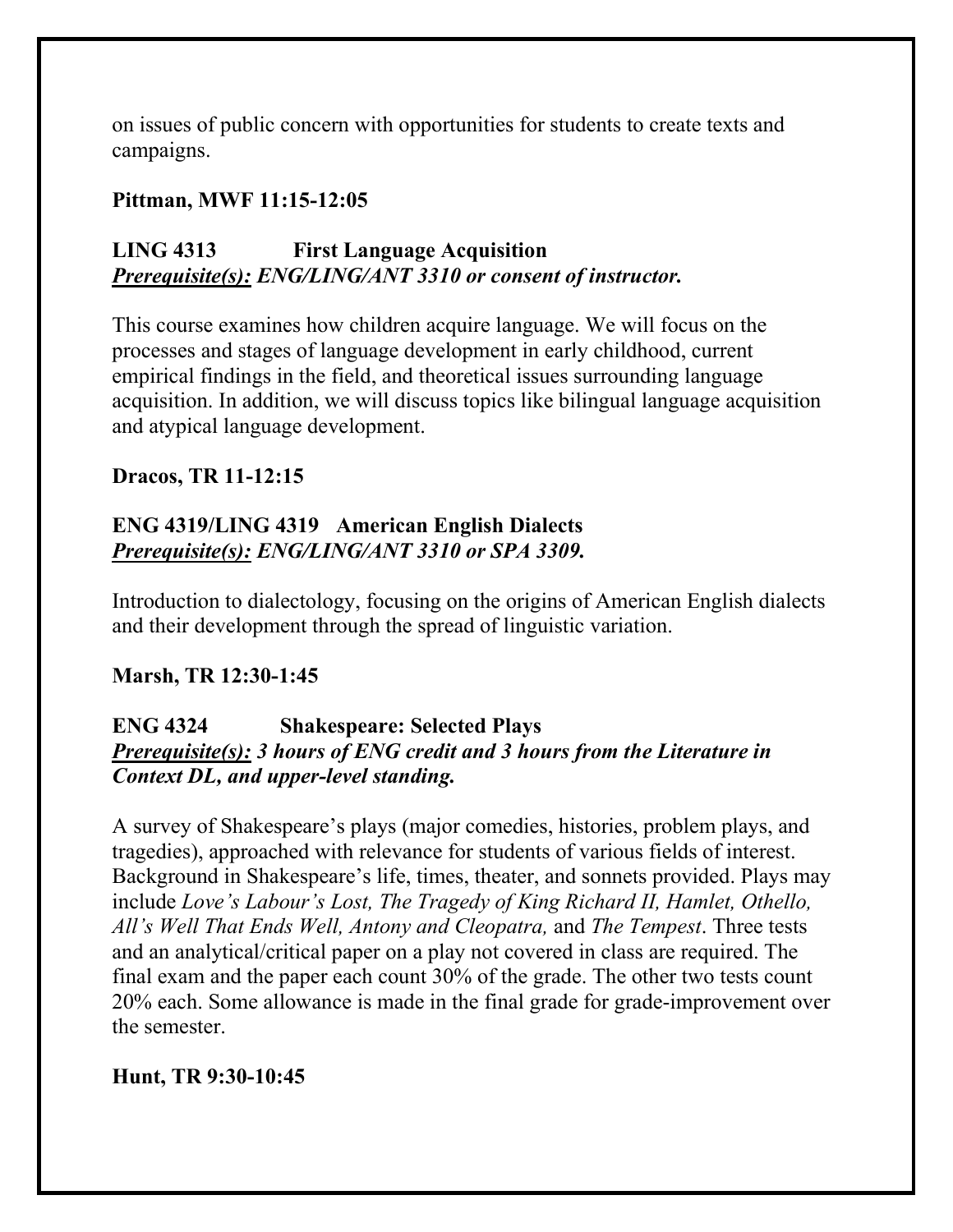on issues of public concern with opportunities for students to create texts and campaigns.

**Pittman, MWF 11:15-12:05**

**LING 4313 First Language Acquisition**
***Prerequisite(s):* *ENG/LING/ANT 3310 or consent of instructor.***

This course examines how children acquire language. We will focus on the processes and stages of language development in early childhood, current empirical findings in the field, and theoretical issues surrounding language acquisition. In addition, we will discuss topics like bilingual language acquisition and atypical language development.

**Dracos, TR 11-12:15**

**ENG 4319/LING 4319 American English Dialects**
***Prerequisite(s):* *ENG/LING/ANT 3310 or SPA 3309.***

Introduction to dialectology, focusing on the origins of American English dialects and their development through the spread of linguistic variation.

**Marsh, TR 12:30-1:45**

**ENG 4324 Shakespeare: Selected Plays**
***Prerequisite(s):* *3 hours of ENG credit and 3 hours from the Literature in Context DL, and upper-level standing.***

A survey of Shakespeare's plays (major comedies, histories, problem plays, and tragedies), approached with relevance for students of various fields of interest. Background in Shakespeare's life, times, theater, and sonnets provided. Plays may include *Love's Labour's Lost, The Tragedy of King Richard II, Hamlet, Othello, All's Well That Ends Well, Antony and Cleopatra,* and *The Tempest*. Three tests and an analytical/critical paper on a play not covered in class are required. The final exam and the paper each count 30% of the grade. The other two tests count 20% each. Some allowance is made in the final grade for grade-improvement over the semester.

**Hunt, TR 9:30-10:45**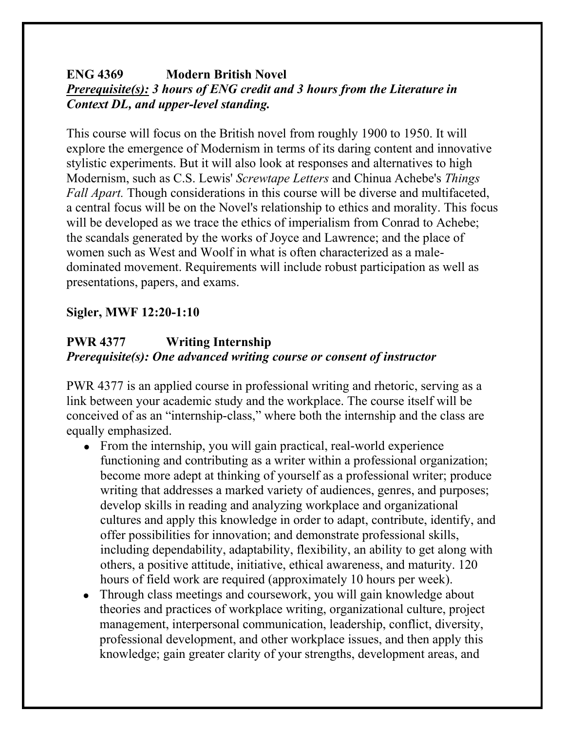**ENG 4369 Modern British Novel**

***Prerequisite(s):* 3 hours of ENG credit and 3 hours from the Literature in Context DL, and upper-level standing.**

This course will focus on the British novel from roughly 1900 to 1950. It will explore the emergence of Modernism in terms of its daring content and innovative stylistic experiments. But it will also look at responses and alternatives to high Modernism, such as C.S. Lewis' *Screwtape Letters* and Chinua Achebe's *Things Fall Apart.* Though considerations in this course will be diverse and multifaceted, a central focus will be on the Novel's relationship to ethics and morality. This focus will be developed as we trace the ethics of imperialism from Conrad to Achebe; the scandals generated by the works of Joyce and Lawrence; and the place of women such as West and Woolf in what is often characterized as a male-dominated movement. Requirements will include robust participation as well as presentations, papers, and exams.

**Sigler, MWF 12:20-1:10**

**PWR 4377 Writing Internship**

***Prerequisite(s): One advanced writing course or consent of instructor***

PWR 4377 is an applied course in professional writing and rhetoric, serving as a link between your academic study and the workplace. The course itself will be conceived of as an "internship-class," where both the internship and the class are equally emphasized.

- From the internship, you will gain practical, real-world experience functioning and contributing as a writer within a professional organization; become more adept at thinking of yourself as a professional writer; produce writing that addresses a marked variety of audiences, genres, and purposes; develop skills in reading and analyzing workplace and organizational cultures and apply this knowledge in order to adapt, contribute, identify, and offer possibilities for innovation; and demonstrate professional skills, including dependability, adaptability, flexibility, an ability to get along with others, a positive attitude, initiative, ethical awareness, and maturity. 120 hours of field work are required (approximately 10 hours per week).
- Through class meetings and coursework, you will gain knowledge about theories and practices of workplace writing, organizational culture, project management, interpersonal communication, leadership, conflict, diversity, professional development, and other workplace issues, and then apply this knowledge; gain greater clarity of your strengths, development areas, and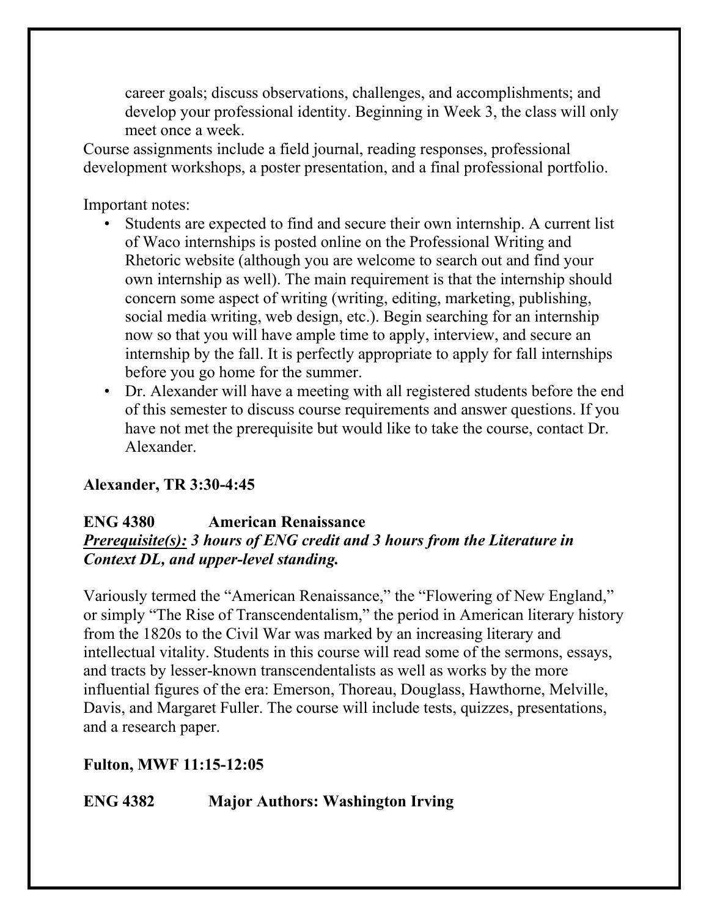career goals; discuss observations, challenges, and accomplishments; and develop your professional identity. Beginning in Week 3, the class will only meet once a week.

Course assignments include a field journal, reading responses, professional development workshops, a poster presentation, and a final professional portfolio.

Important notes:

- Students are expected to find and secure their own internship. A current list of Waco internships is posted online on the Professional Writing and Rhetoric website (although you are welcome to search out and find your own internship as well). The main requirement is that the internship should concern some aspect of writing (writing, editing, marketing, publishing, social media writing, web design, etc.). Begin searching for an internship now so that you will have ample time to apply, interview, and secure an internship by the fall. It is perfectly appropriate to apply for fall internships before you go home for the summer.
- Dr. Alexander will have a meeting with all registered students before the end of this semester to discuss course requirements and answer questions. If you have not met the prerequisite but would like to take the course, contact Dr. Alexander.

**Alexander, TR 3:30-4:45**

**ENG 4380 American Renaissance**

***Prerequisite(s):* 3 hours of ENG credit and 3 hours from the Literature in Context DL, and upper-level standing.**

Variously termed the "American Renaissance," the "Flowering of New England," or simply "The Rise of Transcendentalism," the period in American literary history from the 1820s to the Civil War was marked by an increasing literary and intellectual vitality. Students in this course will read some of the sermons, essays, and tracts by lesser-known transcendentalists as well as works by the more influential figures of the era: Emerson, Thoreau, Douglass, Hawthorne, Melville, Davis, and Margaret Fuller. The course will include tests, quizzes, presentations, and a research paper.

**Fulton, MWF 11:15-12:05**

**ENG 4382 Major Authors: Washington Irving**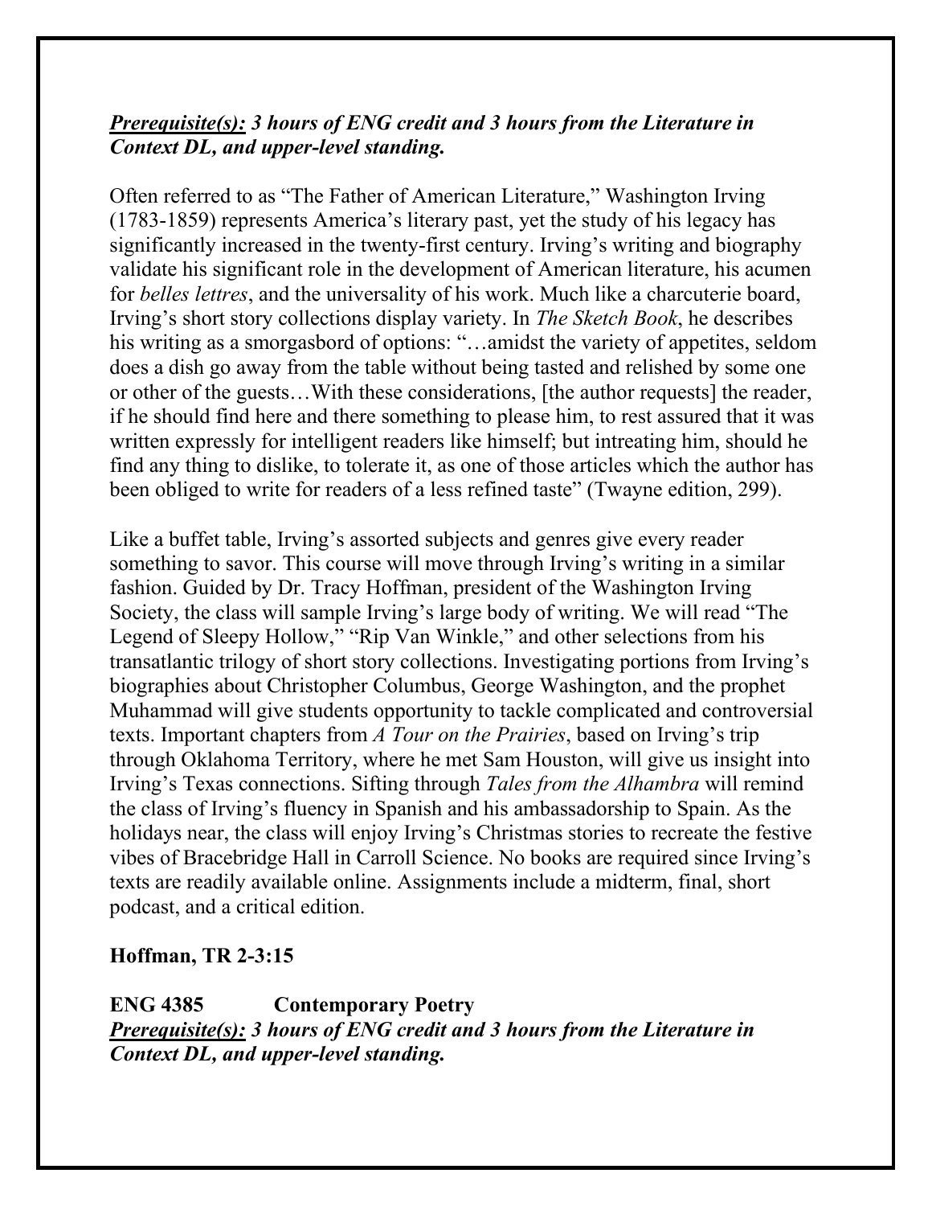***Prerequisite(s):*** ***3 hours of ENG credit and 3 hours from the Literature in Context DL, and upper-level standing.***

Often referred to as "The Father of American Literature," Washington Irving (1783-1859) represents America's literary past, yet the study of his legacy has significantly increased in the twenty-first century. Irving's writing and biography validate his significant role in the development of American literature, his acumen for *belles lettres*, and the universality of his work. Much like a charcuterie board, Irving's short story collections display variety. In *The Sketch Book*, he describes his writing as a smorgasbord of options: "…amidst the variety of appetites, seldom does a dish go away from the table without being tasted and relished by some one or other of the guests…With these considerations, [the author requests] the reader, if he should find here and there something to please him, to rest assured that it was written expressly for intelligent readers like himself; but intreating him, should he find any thing to dislike, to tolerate it, as one of those articles which the author has been obliged to write for readers of a less refined taste" (Twayne edition, 299).

Like a buffet table, Irving's assorted subjects and genres give every reader something to savor. This course will move through Irving's writing in a similar fashion. Guided by Dr. Tracy Hoffman, president of the Washington Irving Society, the class will sample Irving's large body of writing. We will read "The Legend of Sleepy Hollow," "Rip Van Winkle," and other selections from his transatlantic trilogy of short story collections. Investigating portions from Irving's biographies about Christopher Columbus, George Washington, and the prophet Muhammad will give students opportunity to tackle complicated and controversial texts. Important chapters from *A Tour on the Prairies*, based on Irving's trip through Oklahoma Territory, where he met Sam Houston, will give us insight into Irving's Texas connections. Sifting through *Tales from the Alhambra* will remind the class of Irving's fluency in Spanish and his ambassadorship to Spain. As the holidays near, the class will enjoy Irving's Christmas stories to recreate the festive vibes of Bracebridge Hall in Carroll Science. No books are required since Irving's texts are readily available online. Assignments include a midterm, final, short podcast, and a critical edition.

**Hoffman, TR 2-3:15**

**ENG 4385 Contemporary Poetry**

***Prerequisite(s):*** ***3 hours of ENG credit and 3 hours from the Literature in Context DL, and upper-level standing.***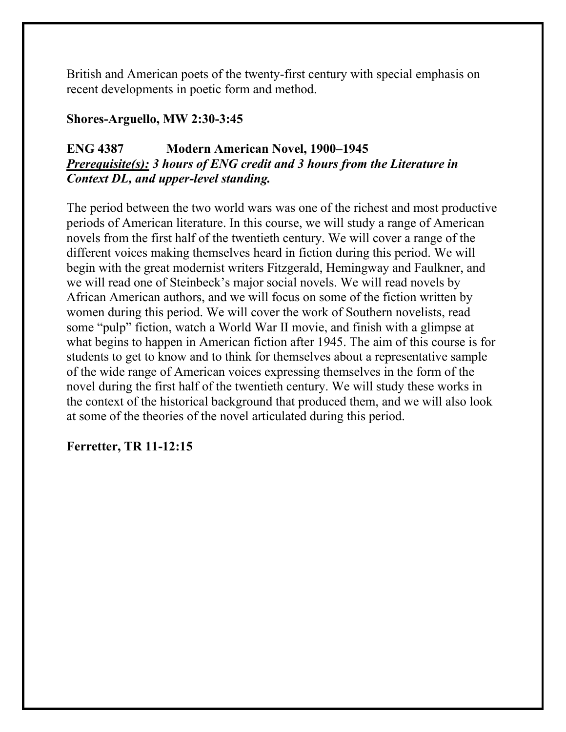British and American poets of the twenty-first century with special emphasis on recent developments in poetic form and method.

**Shores-Arguello, MW 2:30-3:45**

**ENG 4387 Modern American Novel, 1900–1945**
***<u>Prerequisite(s):</u> 3 hours of ENG credit and 3 hours from the Literature in Context DL, and upper-level standing.***

The period between the two world wars was one of the richest and most productive periods of American literature. In this course, we will study a range of American novels from the first half of the twentieth century. We will cover a range of the different voices making themselves heard in fiction during this period. We will begin with the great modernist writers Fitzgerald, Hemingway and Faulkner, and we will read one of Steinbeck's major social novels. We will read novels by African American authors, and we will focus on some of the fiction written by women during this period. We will cover the work of Southern novelists, read some "pulp" fiction, watch a World War II movie, and finish with a glimpse at what begins to happen in American fiction after 1945. The aim of this course is for students to get to know and to think for themselves about a representative sample of the wide range of American voices expressing themselves in the form of the novel during the first half of the twentieth century. We will study these works in the context of the historical background that produced them, and we will also look at some of the theories of the novel articulated during this period.

**Ferretter, TR 11-12:15**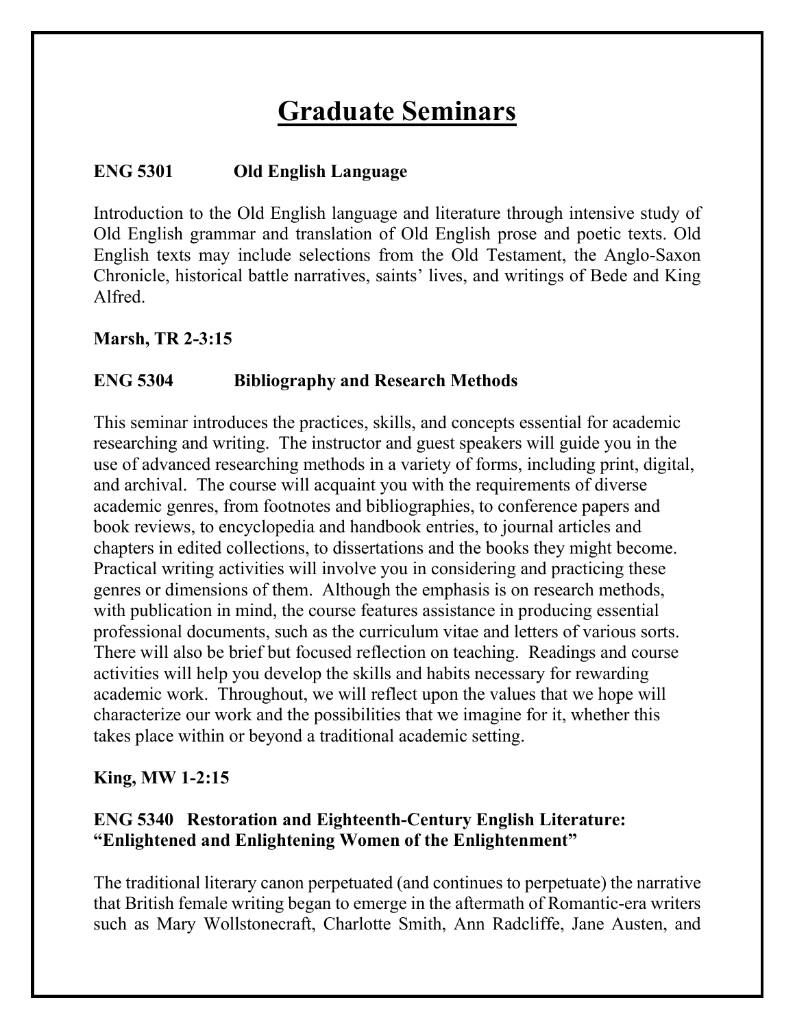# Graduate Seminars

**ENG 5301 Old English Language**

Introduction to the Old English language and literature through intensive study of Old English grammar and translation of Old English prose and poetic texts. Old English texts may include selections from the Old Testament, the Anglo-Saxon Chronicle, historical battle narratives, saints' lives, and writings of Bede and King Alfred.

**Marsh, TR 2-3:15**

**ENG 5304 Bibliography and Research Methods**

This seminar introduces the practices, skills, and concepts essential for academic researching and writing. The instructor and guest speakers will guide you in the use of advanced researching methods in a variety of forms, including print, digital, and archival. The course will acquaint you with the requirements of diverse academic genres, from footnotes and bibliographies, to conference papers and book reviews, to encyclopedia and handbook entries, to journal articles and chapters in edited collections, to dissertations and the books they might become. Practical writing activities will involve you in considering and practicing these genres or dimensions of them. Although the emphasis is on research methods, with publication in mind, the course features assistance in producing essential professional documents, such as the curriculum vitae and letters of various sorts. There will also be brief but focused reflection on teaching. Readings and course activities will help you develop the skills and habits necessary for rewarding academic work. Throughout, we will reflect upon the values that we hope will characterize our work and the possibilities that we imagine for it, whether this takes place within or beyond a traditional academic setting.

**King, MW 1-2:15**

**ENG 5340 Restoration and Eighteenth-Century English Literature: "Enlightened and Enlightening Women of the Enlightenment"**

The traditional literary canon perpetuated (and continues to perpetuate) the narrative that British female writing began to emerge in the aftermath of Romantic-era writers such as Mary Wollstonecraft, Charlotte Smith, Ann Radcliffe, Jane Austen, and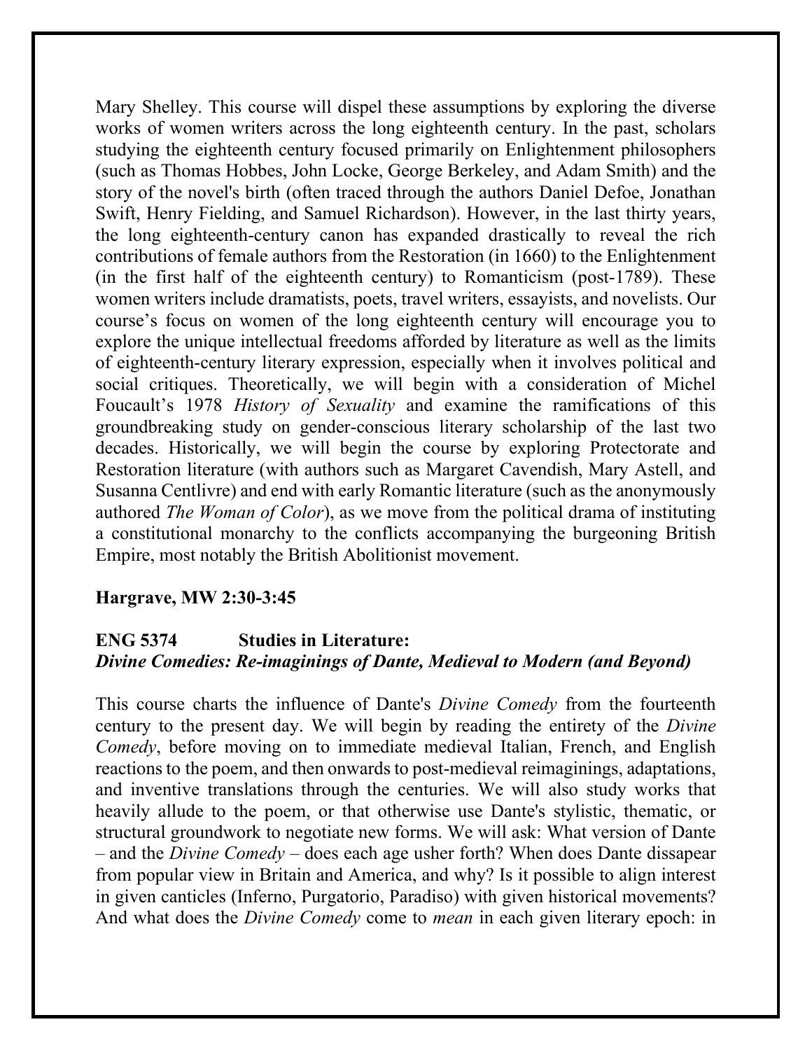Mary Shelley. This course will dispel these assumptions by exploring the diverse works of women writers across the long eighteenth century. In the past, scholars studying the eighteenth century focused primarily on Enlightenment philosophers (such as Thomas Hobbes, John Locke, George Berkeley, and Adam Smith) and the story of the novel's birth (often traced through the authors Daniel Defoe, Jonathan Swift, Henry Fielding, and Samuel Richardson). However, in the last thirty years, the long eighteenth-century canon has expanded drastically to reveal the rich contributions of female authors from the Restoration (in 1660) to the Enlightenment (in the first half of the eighteenth century) to Romanticism (post-1789). These women writers include dramatists, poets, travel writers, essayists, and novelists. Our course's focus on women of the long eighteenth century will encourage you to explore the unique intellectual freedoms afforded by literature as well as the limits of eighteenth-century literary expression, especially when it involves political and social critiques. Theoretically, we will begin with a consideration of Michel Foucault's 1978 *History of Sexuality* and examine the ramifications of this groundbreaking study on gender-conscious literary scholarship of the last two decades. Historically, we will begin the course by exploring Protectorate and Restoration literature (with authors such as Margaret Cavendish, Mary Astell, and Susanna Centlivre) and end with early Romantic literature (such as the anonymously authored *The Woman of Color*), as we move from the political drama of instituting a constitutional monarchy to the conflicts accompanying the burgeoning British Empire, most notably the British Abolitionist movement.

**Hargrave, MW 2:30-3:45**

**ENG 5374 Studies in Literature:**
***Divine Comedies: Re-imaginings of Dante, Medieval to Modern (and Beyond)***

This course charts the influence of Dante's *Divine Comedy* from the fourteenth century to the present day. We will begin by reading the entirety of the *Divine Comedy*, before moving on to immediate medieval Italian, French, and English reactions to the poem, and then onwards to post-medieval reimaginings, adaptations, and inventive translations through the centuries. We will also study works that heavily allude to the poem, or that otherwise use Dante's stylistic, thematic, or structural groundwork to negotiate new forms. We will ask: What version of Dante – and the *Divine Comedy* – does each age usher forth? When does Dante dissapear from popular view in Britain and America, and why? Is it possible to align interest in given canticles (Inferno, Purgatorio, Paradiso) with given historical movements? And what does the *Divine Comedy* come to *mean* in each given literary epoch: in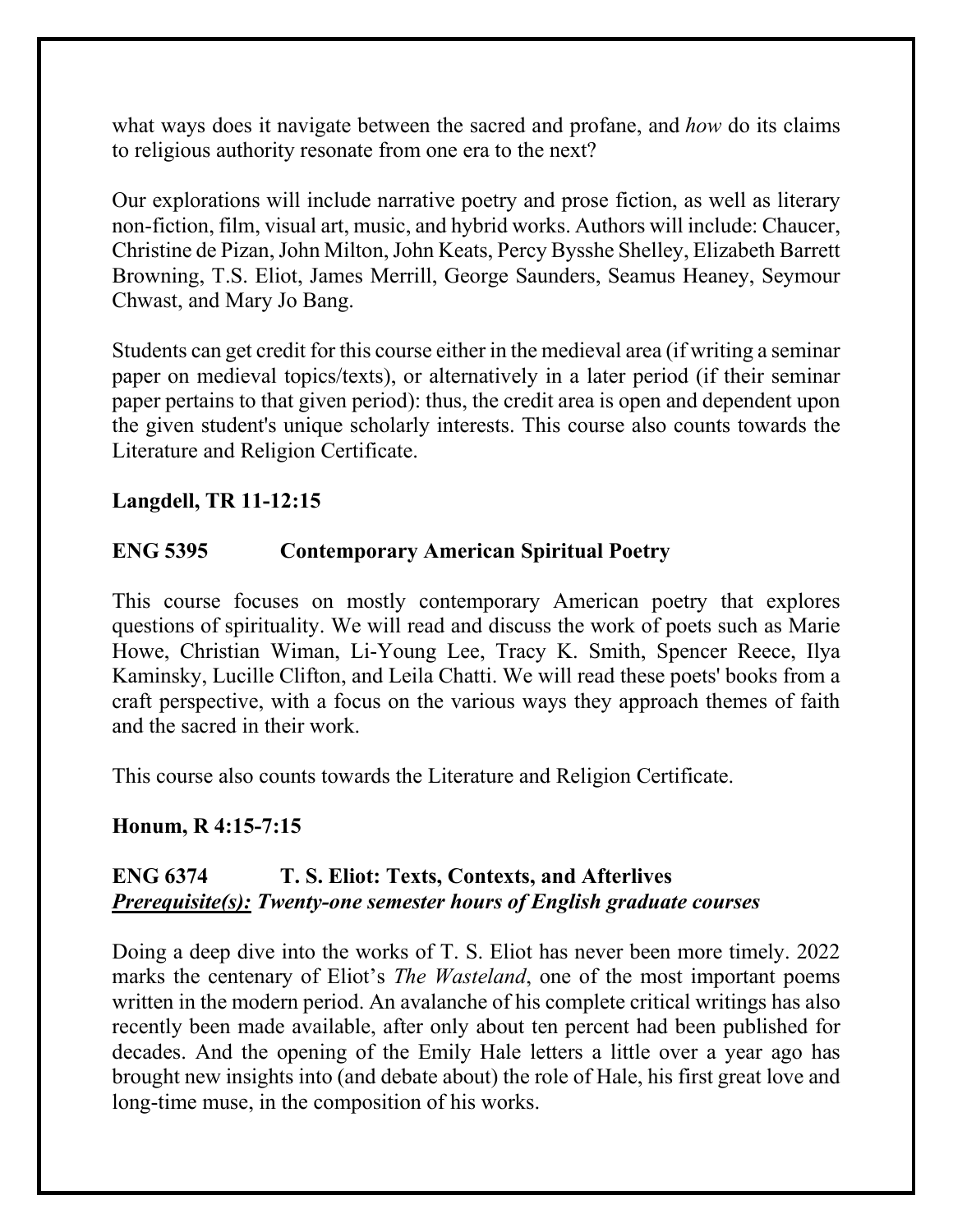what ways does it navigate between the sacred and profane, and *how* do its claims to religious authority resonate from one era to the next?

Our explorations will include narrative poetry and prose fiction, as well as literary non-fiction, film, visual art, music, and hybrid works. Authors will include: Chaucer, Christine de Pizan, John Milton, John Keats, Percy Bysshe Shelley, Elizabeth Barrett Browning, T.S. Eliot, James Merrill, George Saunders, Seamus Heaney, Seymour Chwast, and Mary Jo Bang.

Students can get credit for this course either in the medieval area (if writing a seminar paper on medieval topics/texts), or alternatively in a later period (if their seminar paper pertains to that given period): thus, the credit area is open and dependent upon the given student's unique scholarly interests. This course also counts towards the Literature and Religion Certificate.

**Langdell, TR 11-12:15**

**ENG 5395 Contemporary American Spiritual Poetry**

This course focuses on mostly contemporary American poetry that explores questions of spirituality. We will read and discuss the work of poets such as Marie Howe, Christian Wiman, Li-Young Lee, Tracy K. Smith, Spencer Reece, Ilya Kaminsky, Lucille Clifton, and Leila Chatti. We will read these poets' books from a craft perspective, with a focus on the various ways they approach themes of faith and the sacred in their work.

This course also counts towards the Literature and Religion Certificate.

**Honum, R 4:15-7:15**

**ENG 6374 T. S. Eliot: Texts, Contexts, and Afterlives**
***Prerequisite(s):* *Twenty-one semester hours of English graduate courses***

Doing a deep dive into the works of T. S. Eliot has never been more timely. 2022 marks the centenary of Eliot's *The Wasteland*, one of the most important poems written in the modern period. An avalanche of his complete critical writings has also recently been made available, after only about ten percent had been published for decades. And the opening of the Emily Hale letters a little over a year ago has brought new insights into (and debate about) the role of Hale, his first great love and long-time muse, in the composition of his works.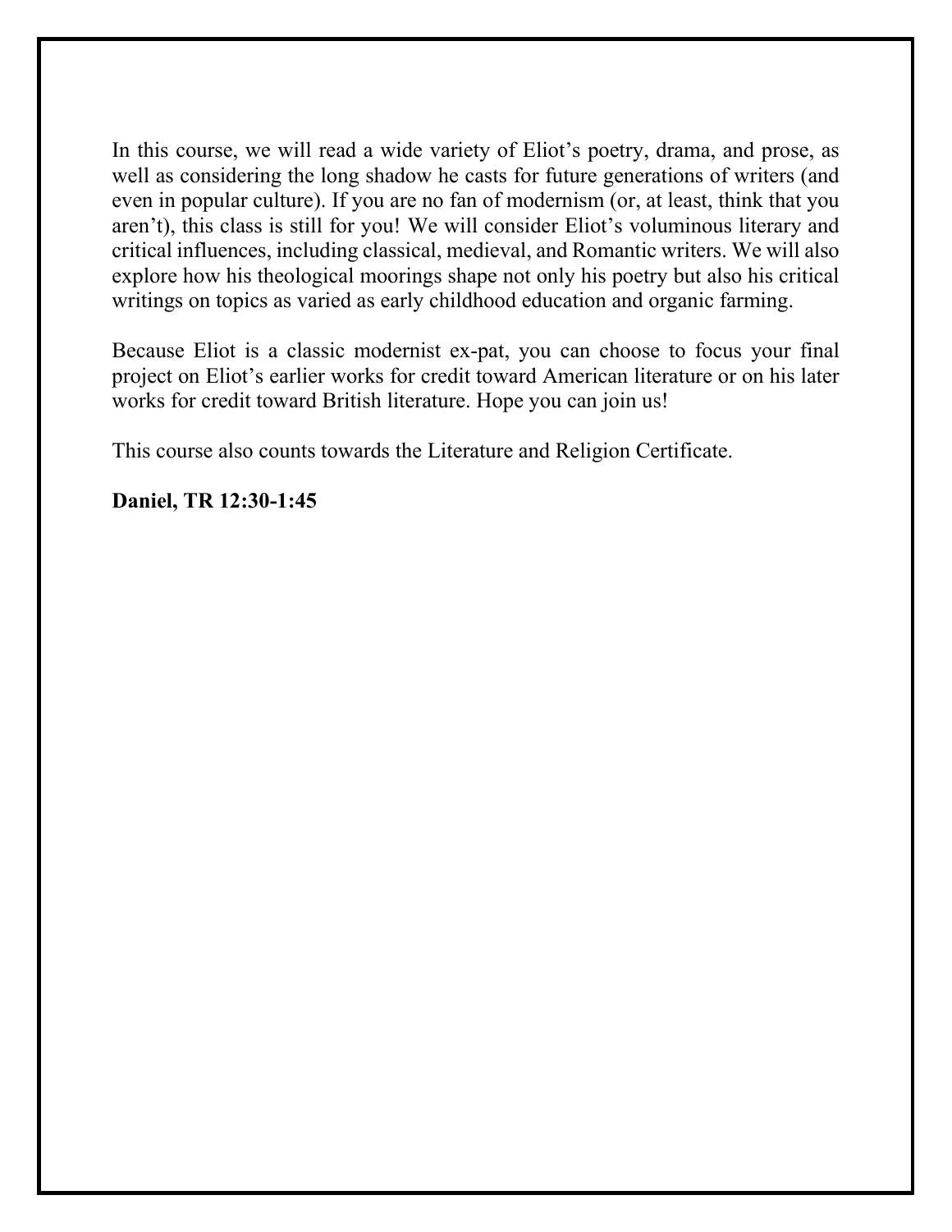In this course, we will read a wide variety of Eliot's poetry, drama, and prose, as well as considering the long shadow he casts for future generations of writers (and even in popular culture). If you are no fan of modernism (or, at least, think that you aren't), this class is still for you! We will consider Eliot's voluminous literary and critical influences, including classical, medieval, and Romantic writers. We will also explore how his theological moorings shape not only his poetry but also his critical writings on topics as varied as early childhood education and organic farming.

Because Eliot is a classic modernist ex-pat, you can choose to focus your final project on Eliot's earlier works for credit toward American literature or on his later works for credit toward British literature. Hope you can join us!

This course also counts towards the Literature and Religion Certificate.

**Daniel, TR 12:30-1:45**